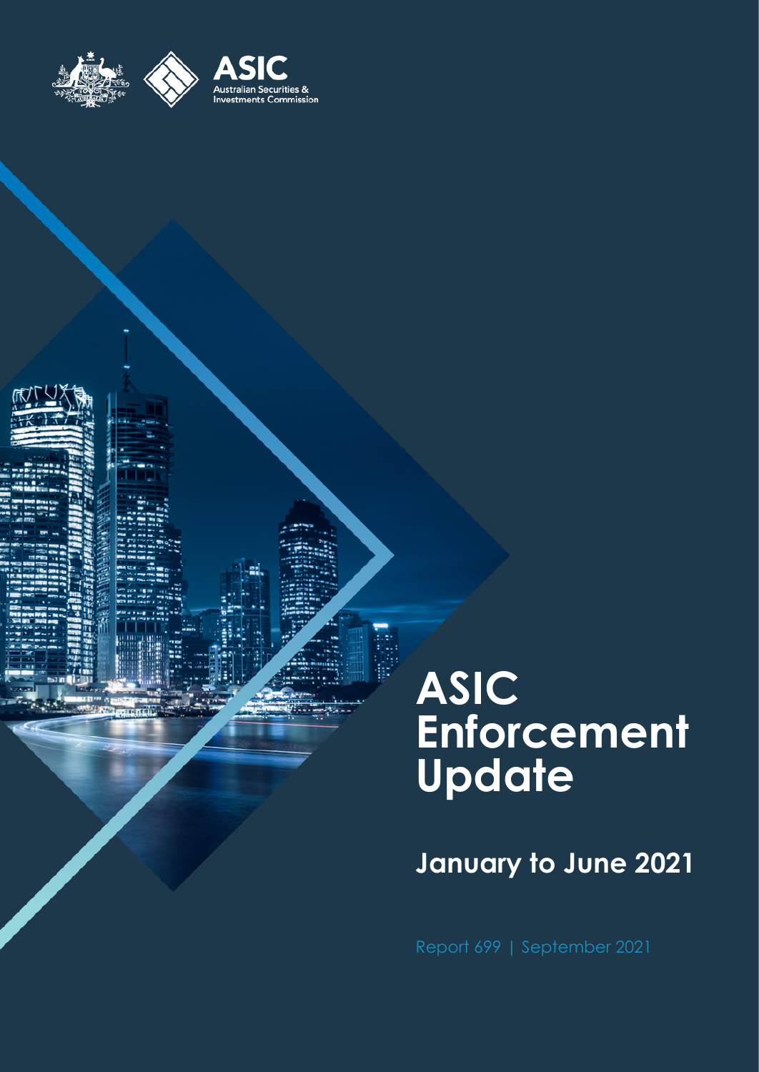ASIC

Australian Securities & Investments Commission

# ASIC Enforcement Update

## January to June 2021

Report 699 | September 2021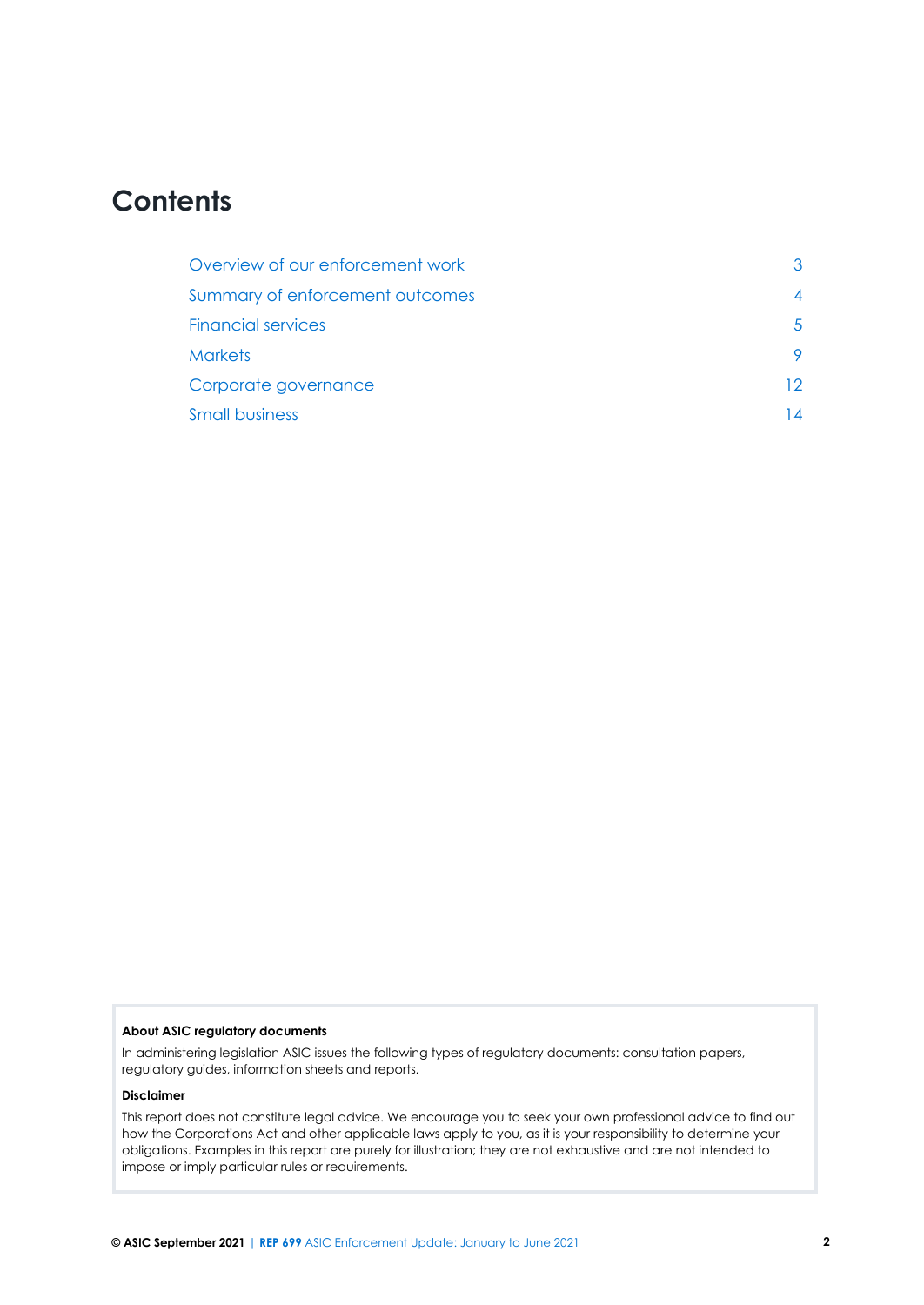# Contents

| | |
|---|---|
| Overview of our enforcement work | 3 |
| Summary of enforcement outcomes | 4 |
| Financial services | 5 |
| Markets | 9 |
| Corporate governance | 12 |
| Small business | 14 |

**About ASIC regulatory documents**

In administering legislation ASIC issues the following types of regulatory documents: consultation papers, regulatory guides, information sheets and reports.

**Disclaimer**

This report does not constitute legal advice. We encourage you to seek your own professional advice to find out how the Corporations Act and other applicable laws apply to you, as it is your responsibility to determine your obligations. Examples in this report are purely for illustration; they are not exhaustive and are not intended to impose or imply particular rules or requirements.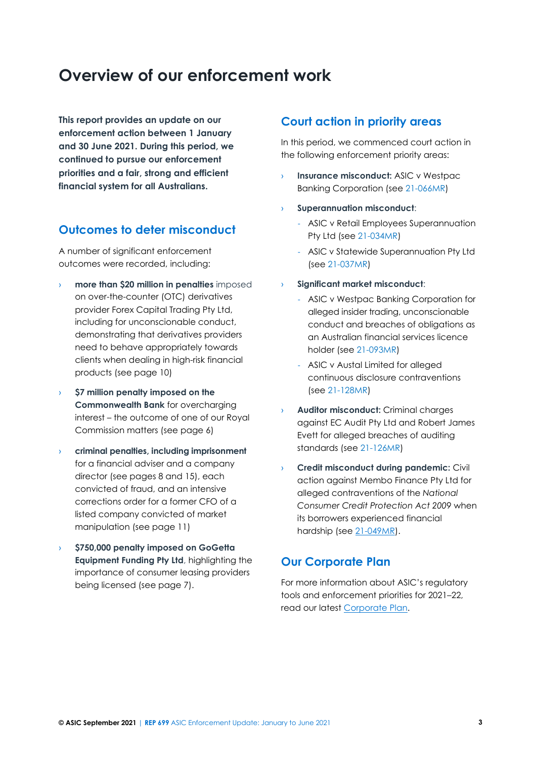# Overview of our enforcement work

**This report provides an update on our enforcement action between 1 January and 30 June 2021. During this period, we continued to pursue our enforcement priorities and a fair, strong and efficient financial system for all Australians.**

## Outcomes to deter misconduct

A number of significant enforcement outcomes were recorded, including:

- **more than $20 million in penalties** imposed on over-the-counter (OTC) derivatives provider Forex Capital Trading Pty Ltd, including for unconscionable conduct, demonstrating that derivatives providers need to behave appropriately towards clients when dealing in high-risk financial products (see page 10)
- **$7 million penalty imposed on the Commonwealth Bank** for overcharging interest – the outcome of one of our Royal Commission matters (see page 6)
- **criminal penalties, including imprisonment** for a financial adviser and a company director (see pages 8 and 15), each convicted of fraud, and an intensive corrections order for a former CFO of a listed company convicted of market manipulation (see page 11)
- **$750,000 penalty imposed on GoGetta Equipment Funding Pty Ltd**, highlighting the importance of consumer leasing providers being licensed (see page 7).

## Court action in priority areas

In this period, we commenced court action in the following enforcement priority areas:

- **Insurance misconduct:** ASIC v Westpac Banking Corporation (see 21-066MR)
- **Superannuation misconduct**:
  - ASIC v Retail Employees Superannuation Pty Ltd (see 21-034MR)
  - ASIC v Statewide Superannuation Pty Ltd (see 21-037MR)
- **Significant market misconduct**:
  - ASIC v Westpac Banking Corporation for alleged insider trading, unconscionable conduct and breaches of obligations as an Australian financial services licence holder (see 21-093MR)
  - ASIC v Austal Limited for alleged continuous disclosure contraventions (see 21-128MR)
- **Auditor misconduct:** Criminal charges against EC Audit Pty Ltd and Robert James Evett for alleged breaches of auditing standards (see 21-126MR)
- **Credit misconduct during pandemic:** Civil action against Membo Finance Pty Ltd for alleged contraventions of the *National Consumer Credit Protection Act 2009* when its borrowers experienced financial hardship (see 21-049MR).

## Our Corporate Plan

For more information about ASIC's regulatory tools and enforcement priorities for 2021–22, read our latest Corporate Plan.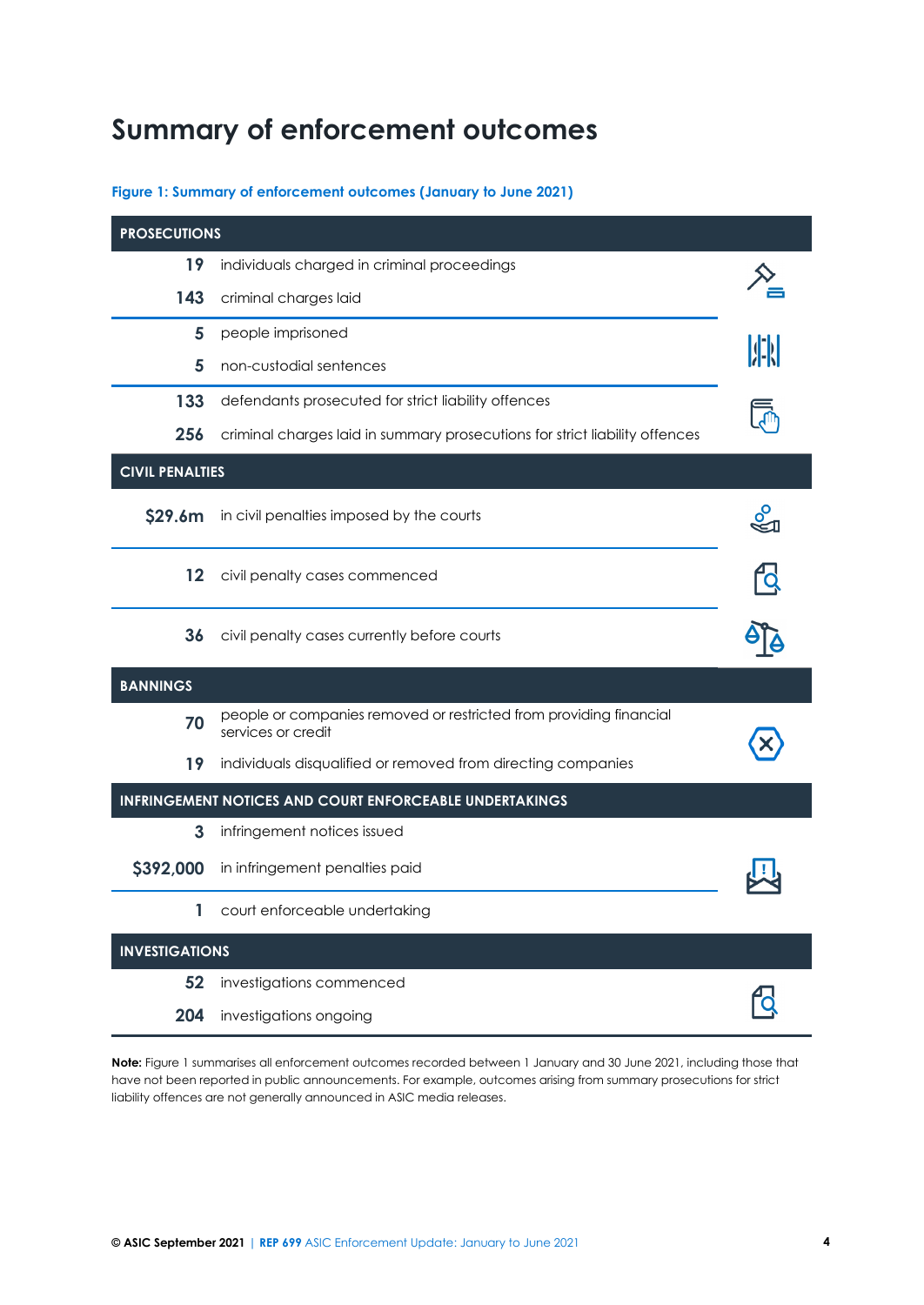# Summary of enforcement outcomes

**Figure 1: Summary of enforcement outcomes (January to June 2021)**

| PROSECUTIONS | |
|---|---|
| **19** | individuals charged in criminal proceedings |
| **143** | criminal charges laid |
| **5** | people imprisoned |
| **5** | non-custodial sentences |
| **133** | defendants prosecuted for strict liability offences |
| **256** | criminal charges laid in summary prosecutions for strict liability offences |
| **CIVIL PENALTIES** | |
| **$29.6m** | in civil penalties imposed by the courts |
| **12** | civil penalty cases commenced |
| **36** | civil penalty cases currently before courts |
| **BANNINGS** | |
| **70** | people or companies removed or restricted from providing financial services or credit |
| **19** | individuals disqualified or removed from directing companies |
| **INFRINGEMENT NOTICES AND COURT ENFORCEABLE UNDERTAKINGS** | |
| **3** | infringement notices issued |
| **$392,000** | in infringement penalties paid |
| **1** | court enforceable undertaking |
| **INVESTIGATIONS** | |
| **52** | investigations commenced |
| **204** | investigations ongoing |

**Note:** Figure 1 summarises all enforcement outcomes recorded between 1 January and 30 June 2021, including those that have not been reported in public announcements. For example, outcomes arising from summary prosecutions for strict liability offences are not generally announced in ASIC media releases.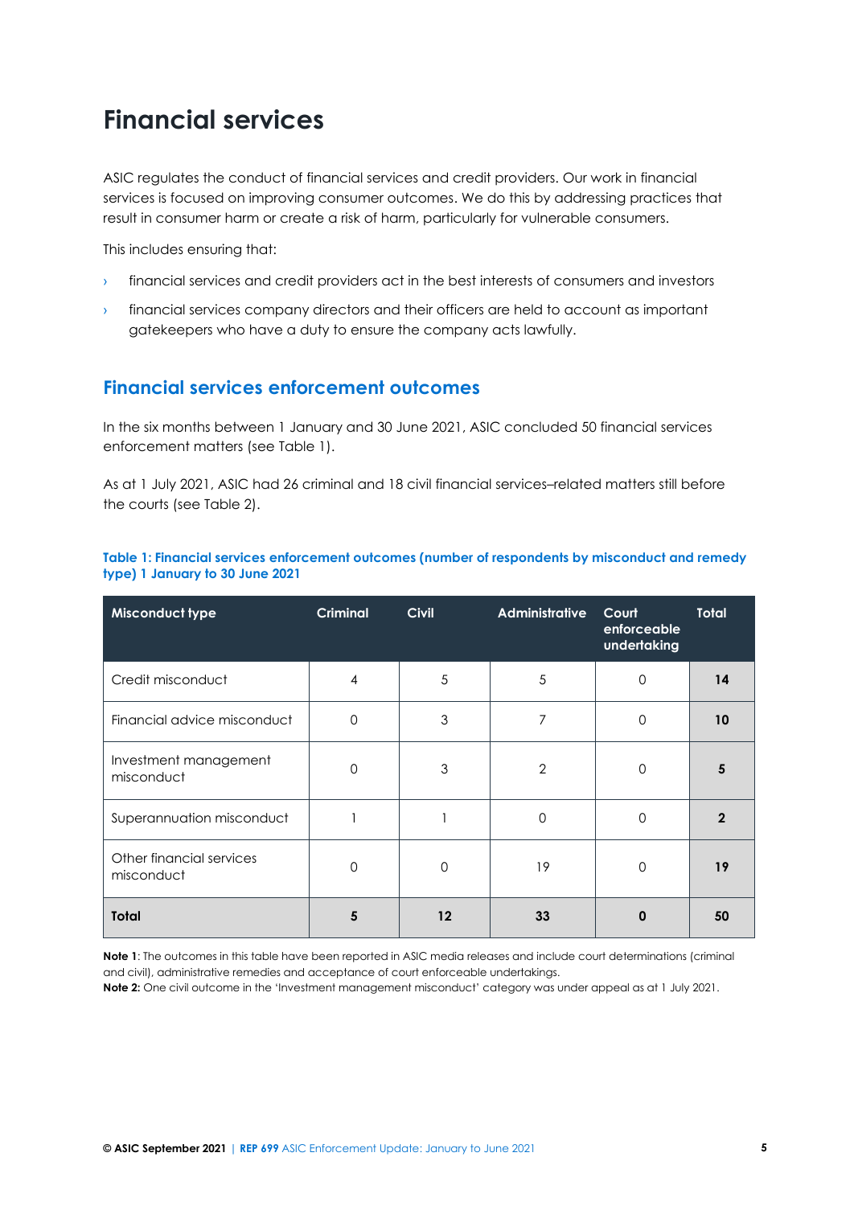# Financial services

ASIC regulates the conduct of financial services and credit providers. Our work in financial services is focused on improving consumer outcomes. We do this by addressing practices that result in consumer harm or create a risk of harm, particularly for vulnerable consumers.

This includes ensuring that:

- financial services and credit providers act in the best interests of consumers and investors
- financial services company directors and their officers are held to account as important gatekeepers who have a duty to ensure the company acts lawfully.

## Financial services enforcement outcomes

In the six months between 1 January and 30 June 2021, ASIC concluded 50 financial services enforcement matters (see Table 1).

As at 1 July 2021, ASIC had 26 criminal and 18 civil financial services–related matters still before the courts (see Table 2).

**Table 1: Financial services enforcement outcomes (number of respondents by misconduct and remedy type) 1 January to 30 June 2021**

| Misconduct type | Criminal | Civil | Administrative | Court enforceable undertaking | Total |
|---|---|---|---|---|---|
| Credit misconduct | 4 | 5 | 5 | 0 | **14** |
| Financial advice misconduct | 0 | 3 | 7 | 0 | **10** |
| Investment management misconduct | 0 | 3 | 2 | 0 | **5** |
| Superannuation misconduct | 1 | 1 | 0 | 0 | **2** |
| Other financial services misconduct | 0 | 0 | 19 | 0 | **19** |
| **Total** | **5** | **12** | **33** | **0** | **50** |

**Note 1**: The outcomes in this table have been reported in ASIC media releases and include court determinations (criminal and civil), administrative remedies and acceptance of court enforceable undertakings.
**Note 2:** One civil outcome in the 'Investment management misconduct' category was under appeal as at 1 July 2021.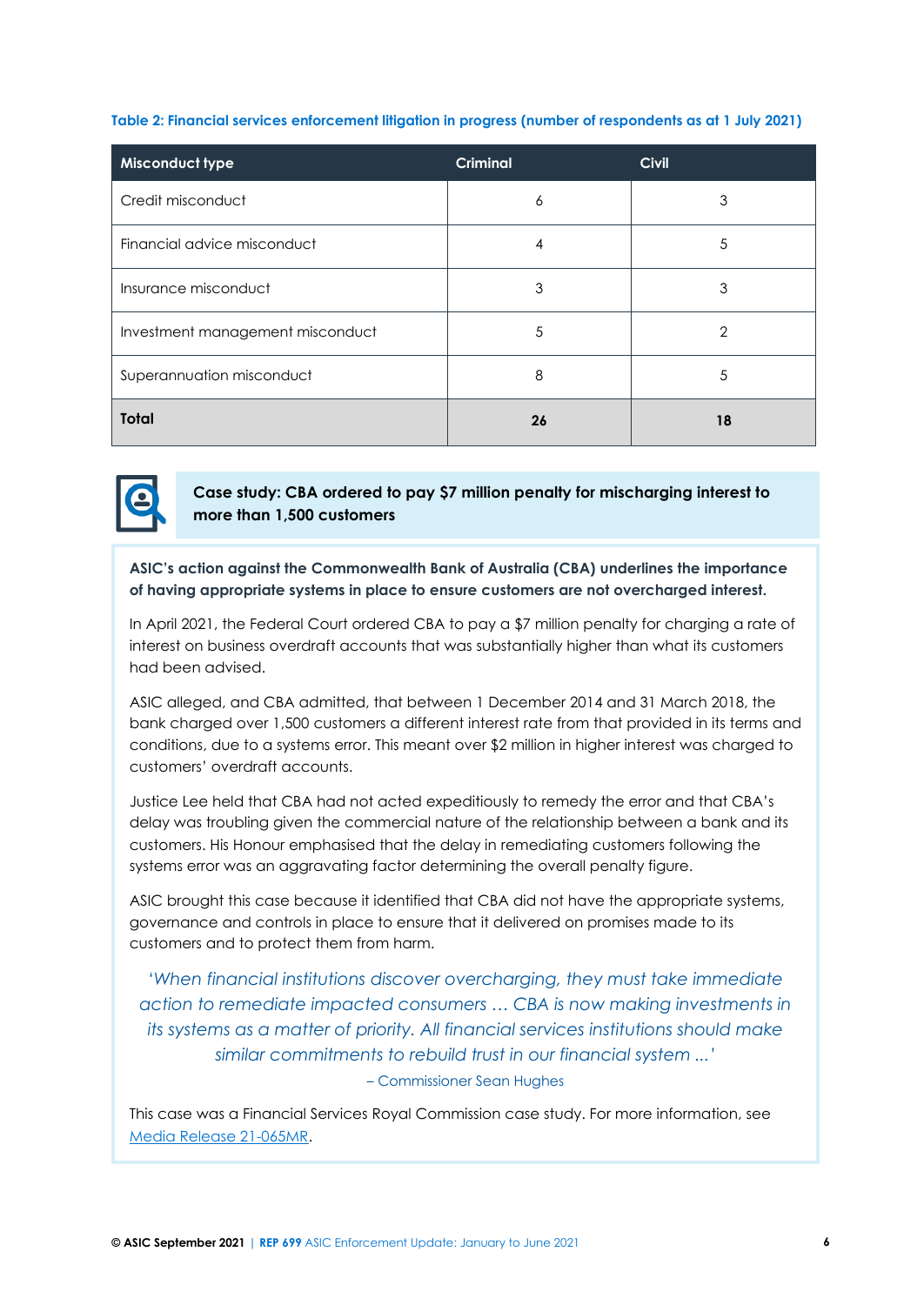**Table 2: Financial services enforcement litigation in progress (number of respondents as at 1 July 2021)**

| Misconduct type | Criminal | Civil |
| --- | --- | --- |
| Credit misconduct | 6 | 3 |
| Financial advice misconduct | 4 | 5 |
| Insurance misconduct | 3 | 3 |
| Investment management misconduct | 5 | 2 |
| Superannuation misconduct | 8 | 5 |
| **Total** | **26** | **18** |

### Case study: CBA ordered to pay $7 million penalty for mischarging interest to more than 1,500 customers

**ASIC's action against the Commonwealth Bank of Australia (CBA) underlines the importance of having appropriate systems in place to ensure customers are not overcharged interest.**

In April 2021, the Federal Court ordered CBA to pay a $7 million penalty for charging a rate of interest on business overdraft accounts that was substantially higher than what its customers had been advised.

ASIC alleged, and CBA admitted, that between 1 December 2014 and 31 March 2018, the bank charged over 1,500 customers a different interest rate from that provided in its terms and conditions, due to a systems error. This meant over $2 million in higher interest was charged to customers' overdraft accounts.

Justice Lee held that CBA had not acted expeditiously to remedy the error and that CBA's delay was troubling given the commercial nature of the relationship between a bank and its customers. His Honour emphasised that the delay in remediating customers following the systems error was an aggravating factor determining the overall penalty figure.

ASIC brought this case because it identified that CBA did not have the appropriate systems, governance and controls in place to ensure that it delivered on promises made to its customers and to protect them from harm.

> *'When financial institutions discover overcharging, they must take immediate action to remediate impacted consumers … CBA is now making investments in its systems as a matter of priority. All financial services institutions should make similar commitments to rebuild trust in our financial system ...'*
>
> – Commissioner Sean Hughes

This case was a Financial Services Royal Commission case study. For more information, see Media Release 21-065MR.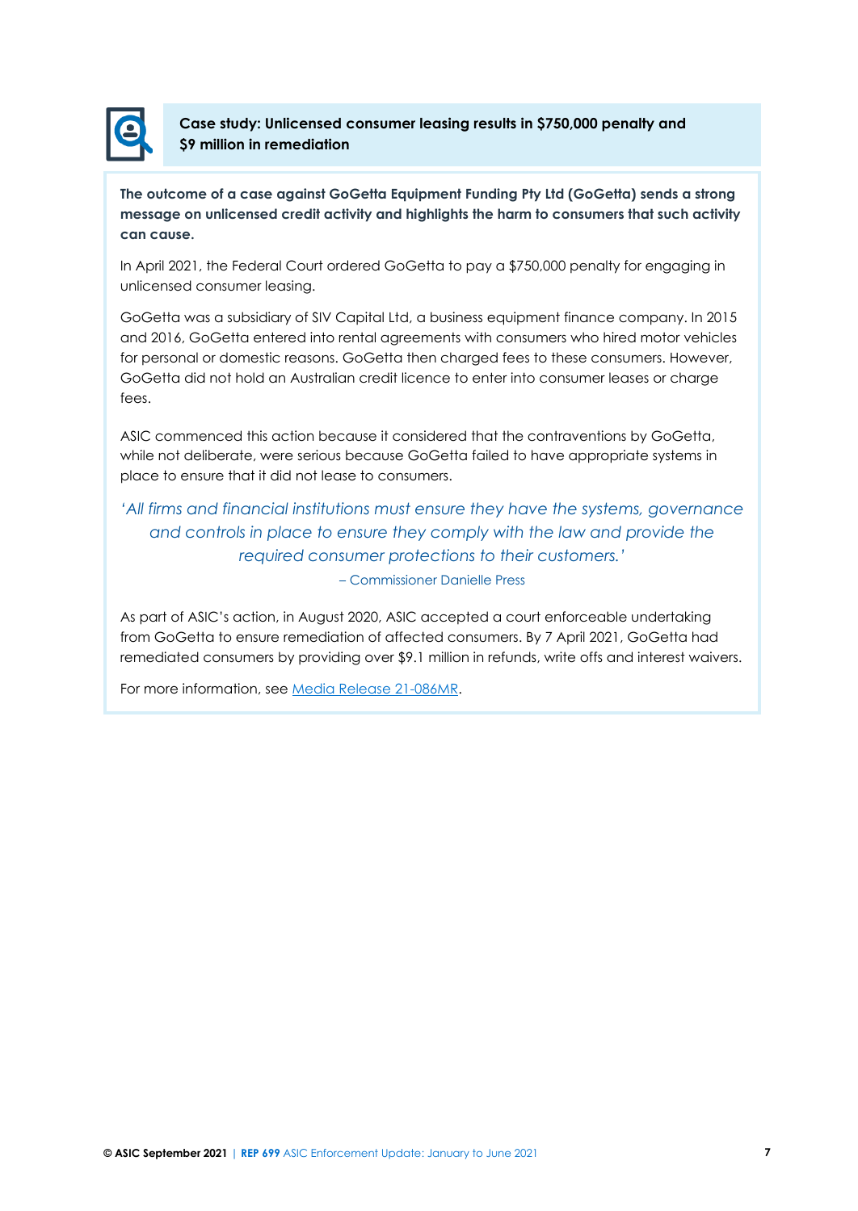### Case study: Unlicensed consumer leasing results in $750,000 penalty and $9 million in remediation

**The outcome of a case against GoGetta Equipment Funding Pty Ltd (GoGetta) sends a strong message on unlicensed credit activity and highlights the harm to consumers that such activity can cause.**

In April 2021, the Federal Court ordered GoGetta to pay a $750,000 penalty for engaging in unlicensed consumer leasing.

GoGetta was a subsidiary of SIV Capital Ltd, a business equipment finance company. In 2015 and 2016, GoGetta entered into rental agreements with consumers who hired motor vehicles for personal or domestic reasons. GoGetta then charged fees to these consumers. However, GoGetta did not hold an Australian credit licence to enter into consumer leases or charge fees.

ASIC commenced this action because it considered that the contraventions by GoGetta, while not deliberate, were serious because GoGetta failed to have appropriate systems in place to ensure that it did not lease to consumers.

> *'All firms and financial institutions must ensure they have the systems, governance and controls in place to ensure they comply with the law and provide the required consumer protections to their customers.'*
>
> – Commissioner Danielle Press

As part of ASIC's action, in August 2020, ASIC accepted a court enforceable undertaking from GoGetta to ensure remediation of affected consumers. By 7 April 2021, GoGetta had remediated consumers by providing over $9.1 million in refunds, write offs and interest waivers.

For more information, see Media Release 21-086MR.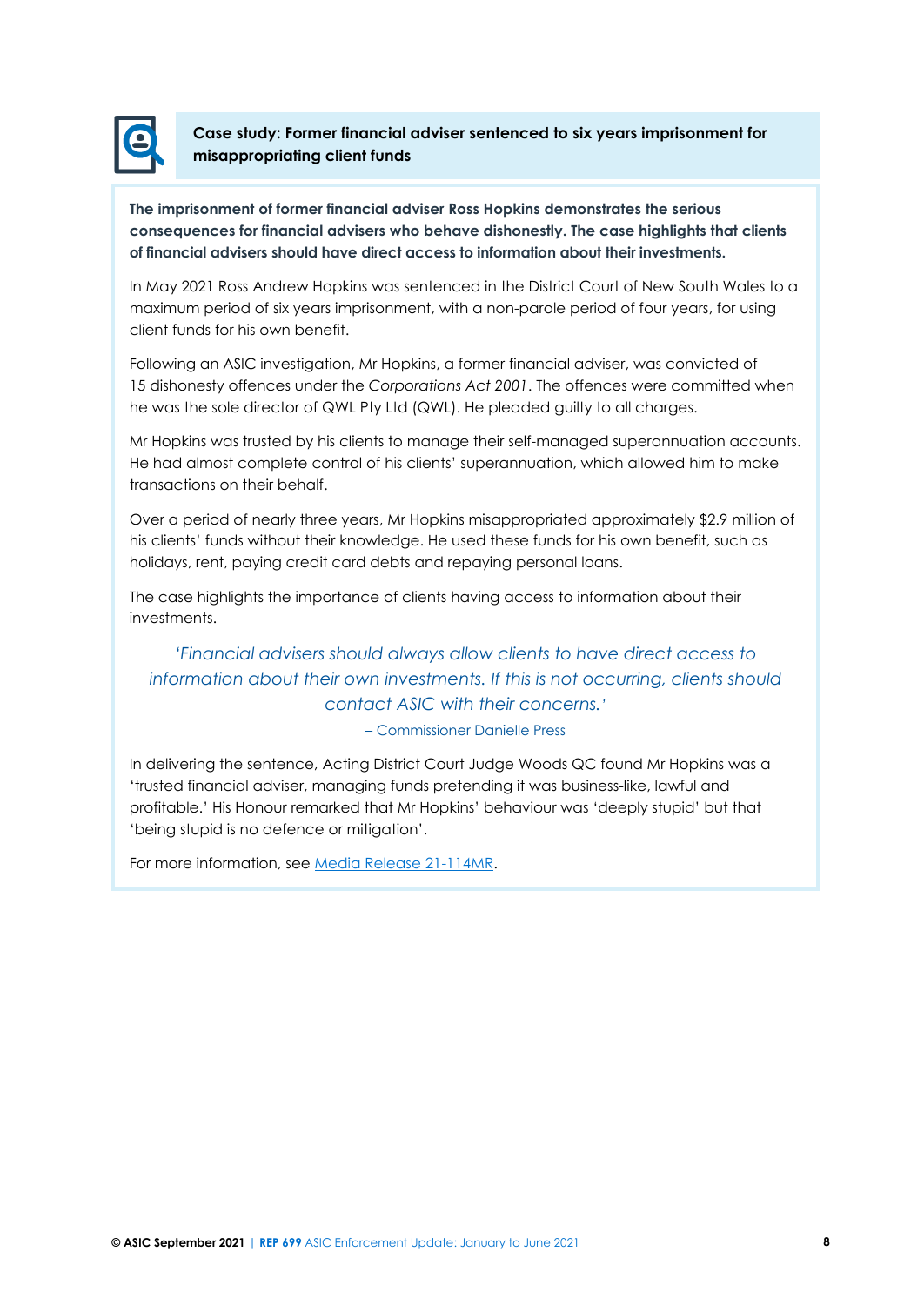### Case study: Former financial adviser sentenced to six years imprisonment for misappropriating client funds

**The imprisonment of former financial adviser Ross Hopkins demonstrates the serious consequences for financial advisers who behave dishonestly. The case highlights that clients of financial advisers should have direct access to information about their investments.**

In May 2021 Ross Andrew Hopkins was sentenced in the District Court of New South Wales to a maximum period of six years imprisonment, with a non-parole period of four years, for using client funds for his own benefit.

Following an ASIC investigation, Mr Hopkins, a former financial adviser, was convicted of 15 dishonesty offences under the *Corporations Act 2001*. The offences were committed when he was the sole director of QWL Pty Ltd (QWL). He pleaded guilty to all charges.

Mr Hopkins was trusted by his clients to manage their self-managed superannuation accounts. He had almost complete control of his clients' superannuation, which allowed him to make transactions on their behalf.

Over a period of nearly three years, Mr Hopkins misappropriated approximately $2.9 million of his clients' funds without their knowledge. He used these funds for his own benefit, such as holidays, rent, paying credit card debts and repaying personal loans.

The case highlights the importance of clients having access to information about their investments.

> *'Financial advisers should always allow clients to have direct access to information about their own investments. If this is not occurring, clients should contact ASIC with their concerns.'*
>
> – Commissioner Danielle Press

In delivering the sentence, Acting District Court Judge Woods QC found Mr Hopkins was a 'trusted financial adviser, managing funds pretending it was business-like, lawful and profitable.' His Honour remarked that Mr Hopkins' behaviour was 'deeply stupid' but that 'being stupid is no defence or mitigation'.

For more information, see Media Release 21-114MR.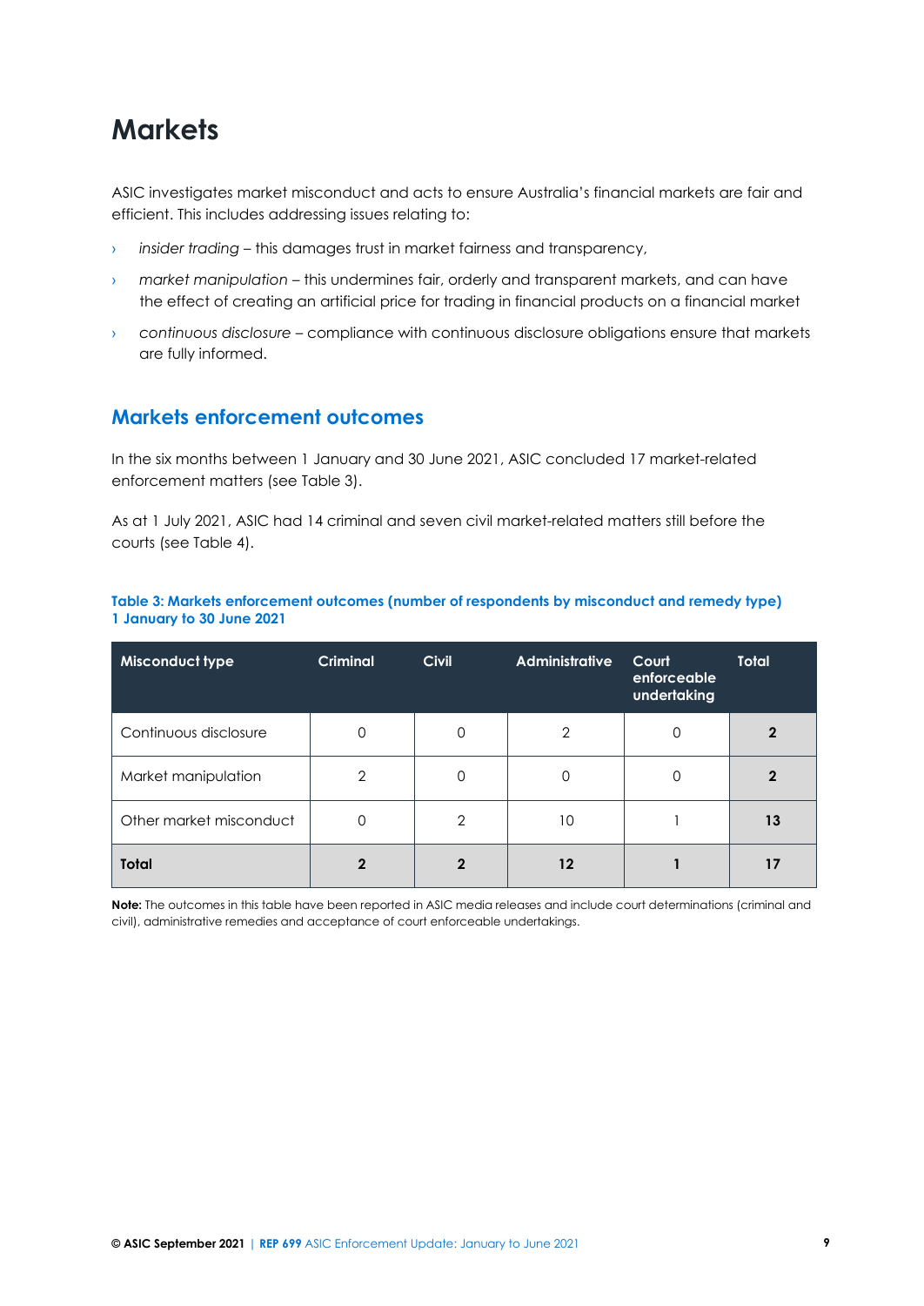# Markets

ASIC investigates market misconduct and acts to ensure Australia's financial markets are fair and efficient. This includes addressing issues relating to:

- *insider trading* – this damages trust in market fairness and transparency,
- *market manipulation* – this undermines fair, orderly and transparent markets, and can have the effect of creating an artificial price for trading in financial products on a financial market
- *continuous disclosure* – compliance with continuous disclosure obligations ensure that markets are fully informed.

## Markets enforcement outcomes

In the six months between 1 January and 30 June 2021, ASIC concluded 17 market-related enforcement matters (see Table 3).

As at 1 July 2021, ASIC had 14 criminal and seven civil market-related matters still before the courts (see Table 4).

**Table 3: Markets enforcement outcomes (number of respondents by misconduct and remedy type) 1 January to 30 June 2021**

| Misconduct type | Criminal | Civil | Administrative | Court enforceable undertaking | Total |
|---|---|---|---|---|---|
| Continuous disclosure | 0 | 0 | 2 | 0 | **2** |
| Market manipulation | 2 | 0 | 0 | 0 | **2** |
| Other market misconduct | 0 | 2 | 10 | 1 | **13** |
| **Total** | **2** | **2** | **12** | **1** | **17** |

**Note:** The outcomes in this table have been reported in ASIC media releases and include court determinations (criminal and civil), administrative remedies and acceptance of court enforceable undertakings.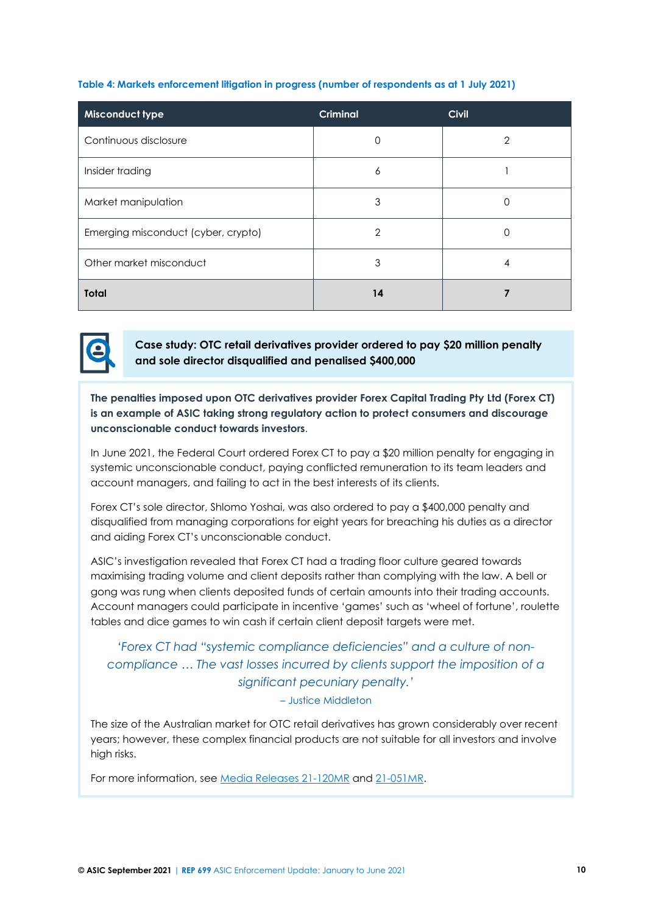**Table 4: Markets enforcement litigation in progress (number of respondents as at 1 July 2021)**

| Misconduct type | Criminal | Civil |
|---|---|---|
| Continuous disclosure | 0 | 2 |
| Insider trading | 6 | 1 |
| Market manipulation | 3 | 0 |
| Emerging misconduct (cyber, crypto) | 2 | 0 |
| Other market misconduct | 3 | 4 |
| **Total** | **14** | **7** |

**Case study: OTC retail derivatives provider ordered to pay $20 million penalty and sole director disqualified and penalised $400,000**

**The penalties imposed upon OTC derivatives provider Forex Capital Trading Pty Ltd (Forex CT) is an example of ASIC taking strong regulatory action to protect consumers and discourage unconscionable conduct towards investors.**

In June 2021, the Federal Court ordered Forex CT to pay a $20 million penalty for engaging in systemic unconscionable conduct, paying conflicted remuneration to its team leaders and account managers, and failing to act in the best interests of its clients.

Forex CT's sole director, Shlomo Yoshai, was also ordered to pay a $400,000 penalty and disqualified from managing corporations for eight years for breaching his duties as a director and aiding Forex CT's unconscionable conduct.

ASIC's investigation revealed that Forex CT had a trading floor culture geared towards maximising trading volume and client deposits rather than complying with the law. A bell or gong was rung when clients deposited funds of certain amounts into their trading accounts. Account managers could participate in incentive 'games' such as 'wheel of fortune', roulette tables and dice games to win cash if certain client deposit targets were met.

> *'Forex CT had "systemic compliance deficiencies" and a culture of non-compliance … The vast losses incurred by clients support the imposition of a significant pecuniary penalty.'*
>
> – Justice Middleton

The size of the Australian market for OTC retail derivatives has grown considerably over recent years; however, these complex financial products are not suitable for all investors and involve high risks.

For more information, see Media Releases 21-120MR and 21-051MR.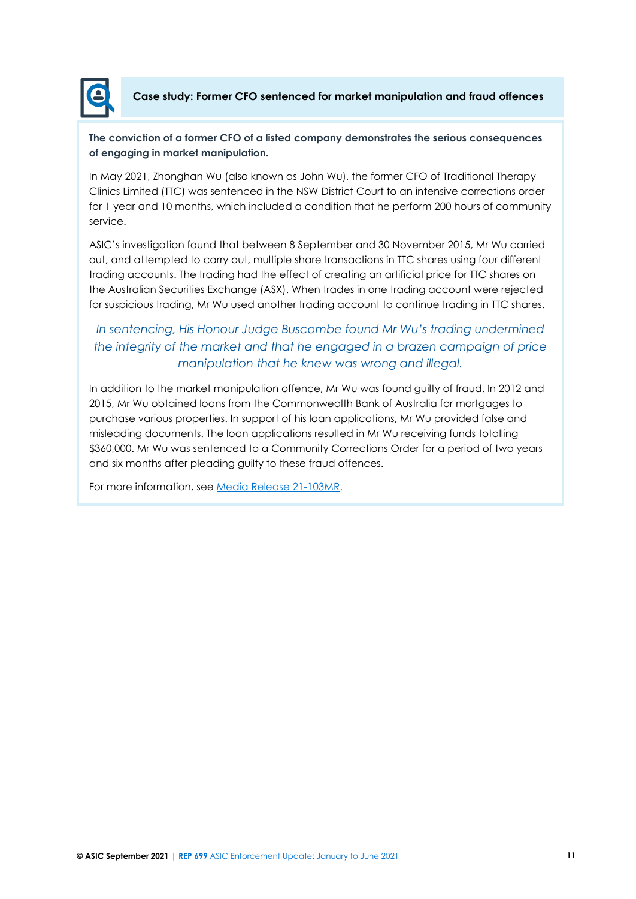### Case study: Former CFO sentenced for market manipulation and fraud offences

**The conviction of a former CFO of a listed company demonstrates the serious consequences of engaging in market manipulation.**

In May 2021, Zhonghan Wu (also known as John Wu), the former CFO of Traditional Therapy Clinics Limited (TTC) was sentenced in the NSW District Court to an intensive corrections order for 1 year and 10 months, which included a condition that he perform 200 hours of community service.

ASIC's investigation found that between 8 September and 30 November 2015, Mr Wu carried out, and attempted to carry out, multiple share transactions in TTC shares using four different trading accounts. The trading had the effect of creating an artificial price for TTC shares on the Australian Securities Exchange (ASX). When trades in one trading account were rejected for suspicious trading, Mr Wu used another trading account to continue trading in TTC shares.

*In sentencing, His Honour Judge Buscombe found Mr Wu's trading undermined the integrity of the market and that he engaged in a brazen campaign of price manipulation that he knew was wrong and illegal.*

In addition to the market manipulation offence, Mr Wu was found guilty of fraud. In 2012 and 2015, Mr Wu obtained loans from the Commonwealth Bank of Australia for mortgages to purchase various properties. In support of his loan applications, Mr Wu provided false and misleading documents. The loan applications resulted in Mr Wu receiving funds totalling $360,000. Mr Wu was sentenced to a Community Corrections Order for a period of two years and six months after pleading guilty to these fraud offences.

For more information, see Media Release 21-103MR.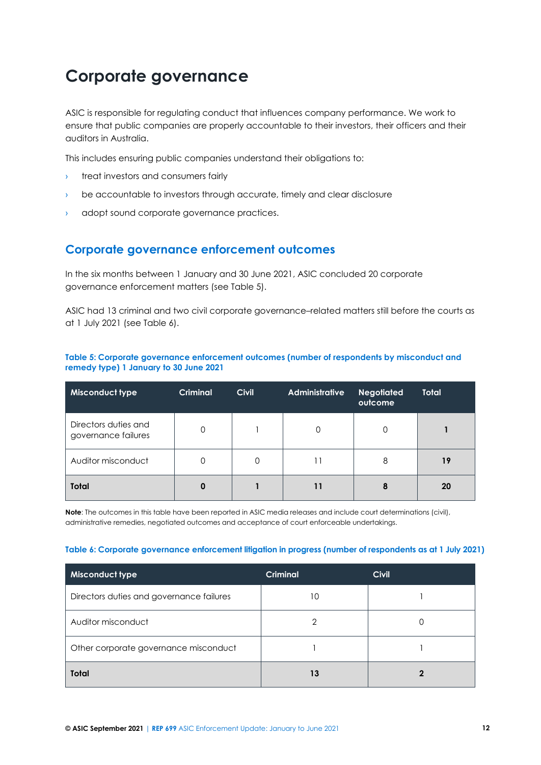# Corporate governance

ASIC is responsible for regulating conduct that influences company performance. We work to ensure that public companies are properly accountable to their investors, their officers and their auditors in Australia.

This includes ensuring public companies understand their obligations to:

- treat investors and consumers fairly
- be accountable to investors through accurate, timely and clear disclosure
- adopt sound corporate governance practices.

## Corporate governance enforcement outcomes

In the six months between 1 January and 30 June 2021, ASIC concluded 20 corporate governance enforcement matters (see Table 5).

ASIC had 13 criminal and two civil corporate governance–related matters still before the courts as at 1 July 2021 (see Table 6).

**Table 5: Corporate governance enforcement outcomes (number of respondents by misconduct and remedy type) 1 January to 30 June 2021**

| Misconduct type | Criminal | Civil | Administrative | Negotiated outcome | Total |
|---|---|---|---|---|---|
| Directors duties and governance failures | 0 | 1 | 0 | 0 | **1** |
| Auditor misconduct | 0 | 0 | 11 | 8 | **19** |
| **Total** | **0** | **1** | **11** | **8** | **20** |

**Note**: The outcomes in this table have been reported in ASIC media releases and include court determinations (civil), administrative remedies, negotiated outcomes and acceptance of court enforceable undertakings.

**Table 6: Corporate governance enforcement litigation in progress (number of respondents as at 1 July 2021)**

| Misconduct type | Criminal | Civil |
|---|---|---|
| Directors duties and governance failures | 10 | 1 |
| Auditor misconduct | 2 | 0 |
| Other corporate governance misconduct | 1 | 1 |
| **Total** | **13** | **2** |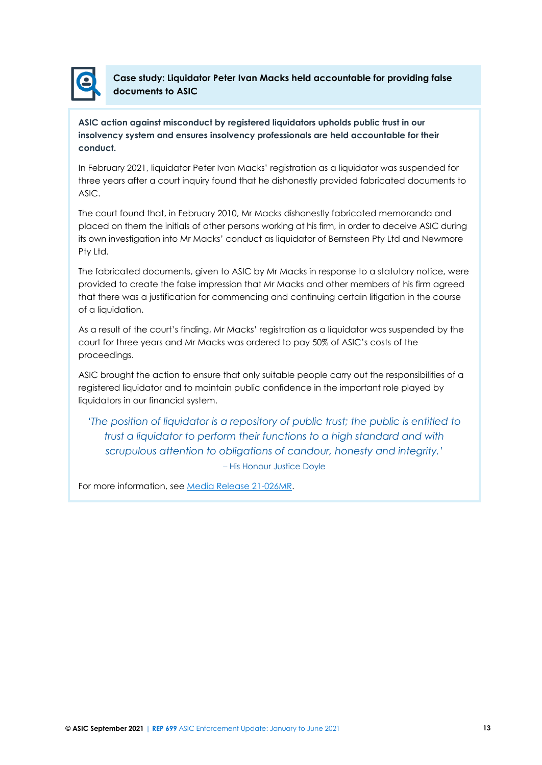### Case study: Liquidator Peter Ivan Macks held accountable for providing false documents to ASIC

**ASIC action against misconduct by registered liquidators upholds public trust in our insolvency system and ensures insolvency professionals are held accountable for their conduct.**

In February 2021, liquidator Peter Ivan Macks' registration as a liquidator was suspended for three years after a court inquiry found that he dishonestly provided fabricated documents to ASIC.

The court found that, in February 2010, Mr Macks dishonestly fabricated memoranda and placed on them the initials of other persons working at his firm, in order to deceive ASIC during its own investigation into Mr Macks' conduct as liquidator of Bernsteen Pty Ltd and Newmore Pty Ltd.

The fabricated documents, given to ASIC by Mr Macks in response to a statutory notice, were provided to create the false impression that Mr Macks and other members of his firm agreed that there was a justification for commencing and continuing certain litigation in the course of a liquidation.

As a result of the court's finding, Mr Macks' registration as a liquidator was suspended by the court for three years and Mr Macks was ordered to pay 50% of ASIC's costs of the proceedings.

ASIC brought the action to ensure that only suitable people carry out the responsibilities of a registered liquidator and to maintain public confidence in the important role played by liquidators in our financial system.

> *'The position of liquidator is a repository of public trust; the public is entitled to trust a liquidator to perform their functions to a high standard and with scrupulous attention to obligations of candour, honesty and integrity.'*
>
> – His Honour Justice Doyle

For more information, see Media Release 21-026MR.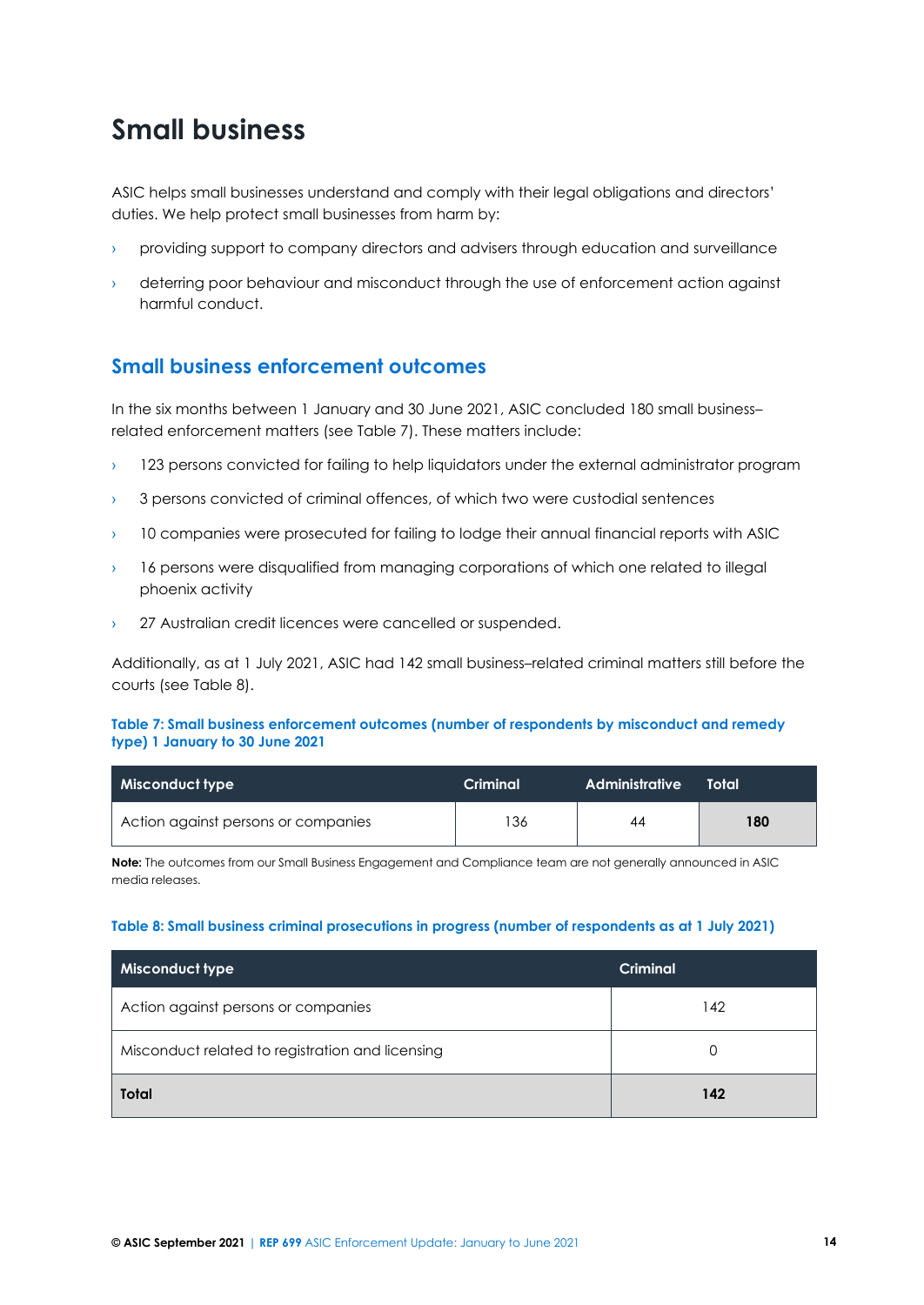# Small business

ASIC helps small businesses understand and comply with their legal obligations and directors' duties. We help protect small businesses from harm by:

- providing support to company directors and advisers through education and surveillance
- deterring poor behaviour and misconduct through the use of enforcement action against harmful conduct.

## Small business enforcement outcomes

In the six months between 1 January and 30 June 2021, ASIC concluded 180 small business–related enforcement matters (see Table 7). These matters include:

- 123 persons convicted for failing to help liquidators under the external administrator program
- 3 persons convicted of criminal offences, of which two were custodial sentences
- 10 companies were prosecuted for failing to lodge their annual financial reports with ASIC
- 16 persons were disqualified from managing corporations of which one related to illegal phoenix activity
- 27 Australian credit licences were cancelled or suspended.

Additionally, as at 1 July 2021, ASIC had 142 small business–related criminal matters still before the courts (see Table 8).

**Table 7: Small business enforcement outcomes (number of respondents by misconduct and remedy type) 1 January to 30 June 2021**

| Misconduct type | Criminal | Administrative | Total |
|---|---|---|---|
| Action against persons or companies | 136 | 44 | **180** |

**Note:** The outcomes from our Small Business Engagement and Compliance team are not generally announced in ASIC media releases.

**Table 8: Small business criminal prosecutions in progress (number of respondents as at 1 July 2021)**

| Misconduct type | Criminal |
|---|---|
| Action against persons or companies | 142 |
| Misconduct related to registration and licensing | 0 |
| **Total** | **142** |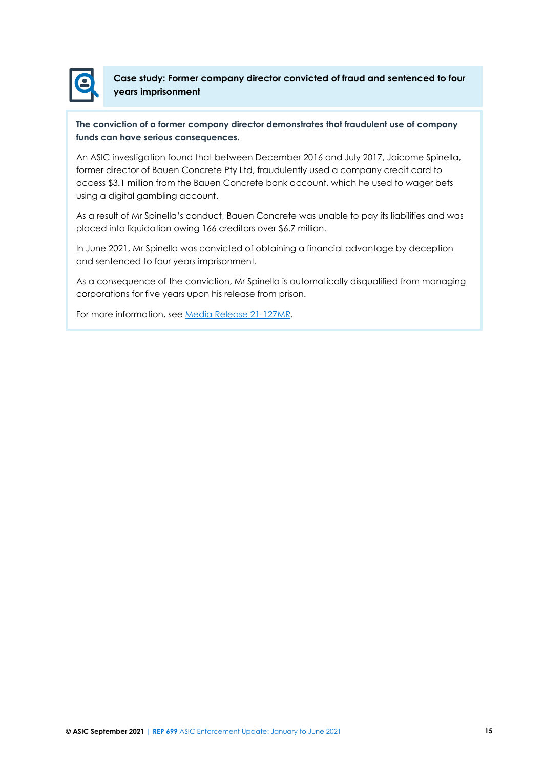### Case study: Former company director convicted of fraud and sentenced to four years imprisonment

**The conviction of a former company director demonstrates that fraudulent use of company funds can have serious consequences.**

An ASIC investigation found that between December 2016 and July 2017, Jaicome Spinella, former director of Bauen Concrete Pty Ltd, fraudulently used a company credit card to access $3.1 million from the Bauen Concrete bank account, which he used to wager bets using a digital gambling account.

As a result of Mr Spinella's conduct, Bauen Concrete was unable to pay its liabilities and was placed into liquidation owing 166 creditors over $6.7 million.

In June 2021, Mr Spinella was convicted of obtaining a financial advantage by deception and sentenced to four years imprisonment.

As a consequence of the conviction, Mr Spinella is automatically disqualified from managing corporations for five years upon his release from prison.

For more information, see Media Release 21-127MR.